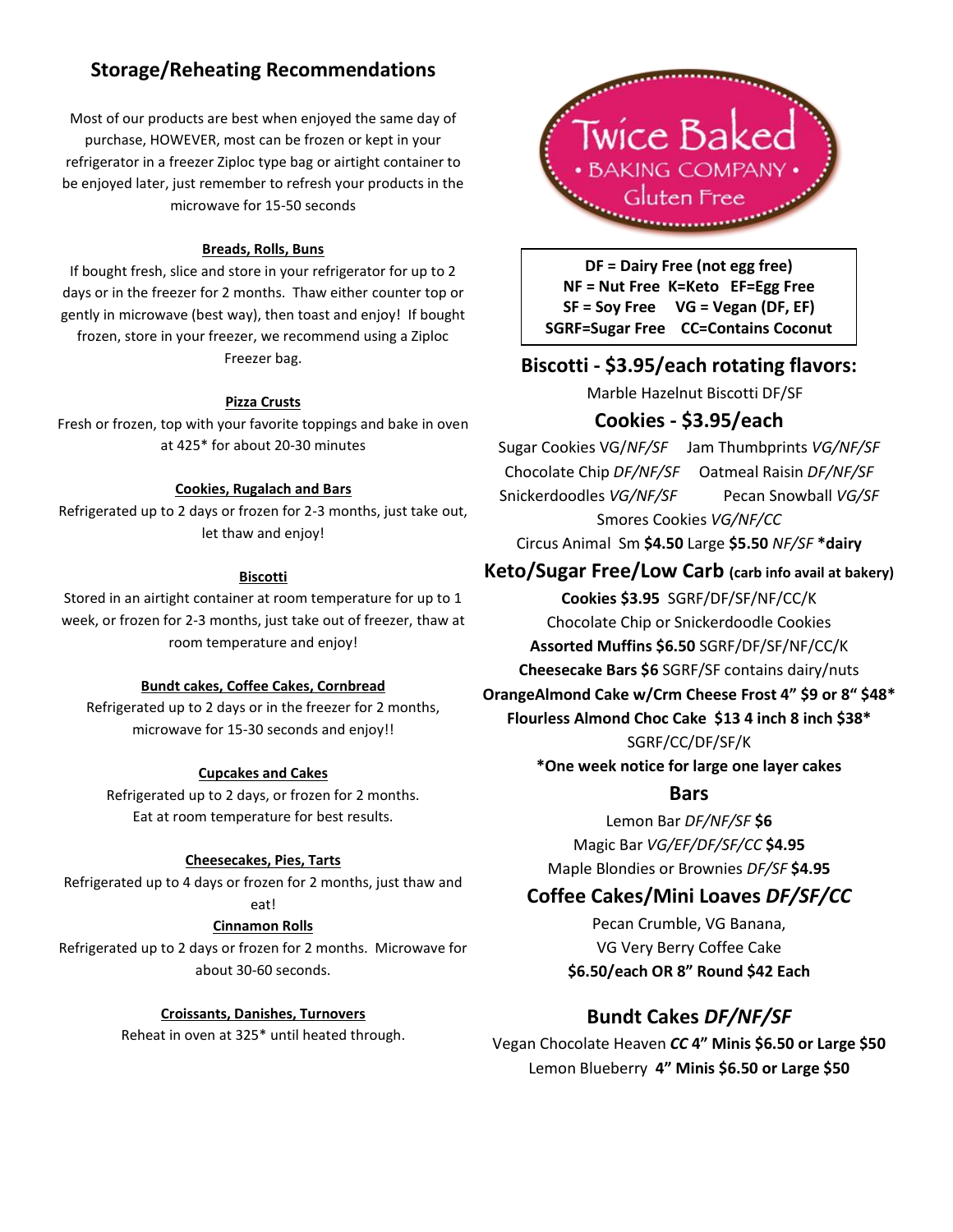## Storage/Reheating Recommendations

Most of our products are best when enjoyed the same day of purchase, HOWEVER, most can be frozen or kept in your refrigerator in a freezer Ziploc type bag or airtight container to be enjoyed later, just remember to refresh your products in the microwave for 15-50 seconds

**Breads, Rolls, Buns**

If bought fresh, slice and store in your refrigerator for up to 2 days or in the freezer for 2 months. Thaw either counter top or gently in microwave (best way), then toast and enjoy! If bought frozen, store in your freezer, we recommend using a Ziploc Freezer bag.

**Pizza Crusts**

Fresh or frozen, top with your favorite toppings and bake in oven at 425* for about 20-30 minutes

**Cookies, Rugalach and Bars**

Refrigerated up to 2 days or frozen for 2-3 months, just take out, let thaw and enjoy!

**Biscotti**

Stored in an airtight container at room temperature for up to 1 week, or frozen for 2-3 months, just take out of freezer, thaw at room temperature and enjoy!

**Bundt cakes, Coffee Cakes, Cornbread**

Refrigerated up to 2 days or in the freezer for 2 months, microwave for 15-30 seconds and enjoy!!

**Cupcakes and Cakes**

Refrigerated up to 2 days, or frozen for 2 months. Eat at room temperature for best results.

**Cheesecakes, Pies, Tarts**

Refrigerated up to 4 days or frozen for 2 months, just thaw and eat!

**Cinnamon Rolls**

Refrigerated up to 2 days or frozen for 2 months. Microwave for about 30-60 seconds.

**Croissants, Danishes, Turnovers**

Reheat in oven at 325* until heated through.

# Twice Baked
• BAKING COMPANY •
Gluten Free

**DF = Dairy Free (not egg free)**
**NF = Nut Free K=Keto EF=Egg Free**
**SF = Soy Free VG = Vegan (DF, EF)**
**SGRF=Sugar Free CC=Contains Coconut**

## Biscotti - $3.95/each rotating flavors:

Marble Hazelnut Biscotti DF/SF

## Cookies - $3.95/each

Sugar Cookies VG/*NF/SF* Jam Thumbprints *VG/NF/SF*
Chocolate Chip *DF/NF/SF* Oatmeal Raisin *DF/NF/SF*
Snickerdoodles *VG/NF/SF* Pecan Snowball *VG/SF*
Smores Cookies *VG/NF/CC*
Circus Animal Sm **$4.50** Large **$5.50** *NF/SF* ***dairy**

## Keto/Sugar Free/Low Carb (carb info avail at bakery)

**Cookies $3.95** SGRF/DF/SF/NF/CC/K
Chocolate Chip or Snickerdoodle Cookies
**Assorted Muffins $6.50** SGRF/DF/SF/NF/CC/K
**Cheesecake Bars $6** SGRF/SF contains dairy/nuts
**OrangeAlmond Cake w/Crm Cheese Frost 4" $9 or 8" $48***
**Flourless Almond Choc Cake $13 4 inch 8 inch $38***
SGRF/CC/DF/SF/K
***One week notice for large one layer cakes**

## Bars

Lemon Bar *DF/NF/SF* **$6**
Magic Bar *VG/EF/DF/SF/CC* **$4.95**
Maple Blondies or Brownies *DF/SF* **$4.95**

## Coffee Cakes/Mini Loaves *DF/SF/CC*

Pecan Crumble, VG Banana,
VG Very Berry Coffee Cake
**$6.50/each OR 8" Round $42 Each**

## Bundt Cakes *DF/NF/SF*

Vegan Chocolate Heaven ***CC*** **4" Minis $6.50 or Large $50**
Lemon Blueberry **4" Minis $6.50 or Large $50**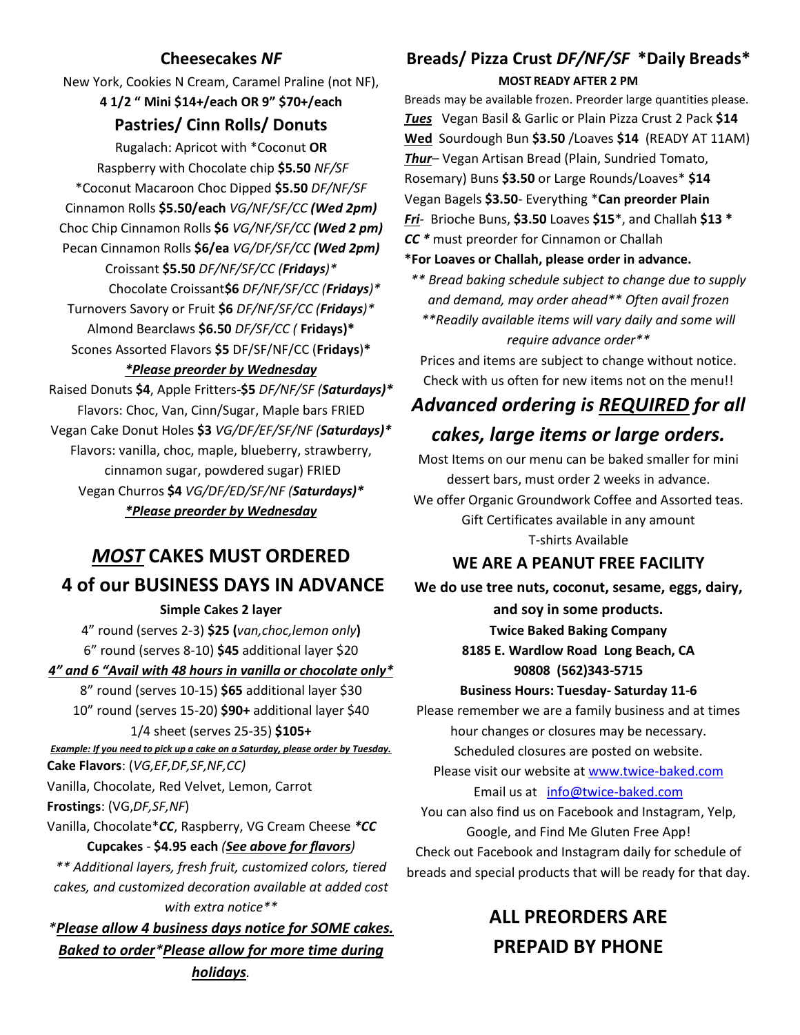## Cheesecakes *NF*

New York, Cookies N Cream, Caramel Praline (not NF),
**4 1/2 " Mini $14+/each OR 9" $70+/each**

## Pastries/ Cinn Rolls/ Donuts

Rugalach: Apricot with *Coconut **OR**
Raspberry with Chocolate chip **$5.50** *NF/SF*
*Coconut Macaroon Choc Dipped **$5.50** *DF/NF/SF*
Cinnamon Rolls **$5.50/each** *VG/NF/SF/CC* ***(Wed 2pm)***
Choc Chip Cinnamon Rolls **$6** *VG/NF/SF/CC* ***(Wed 2 pm)***
Pecan Cinnamon Rolls **$6/ea** *VG/DF/SF/CC* ***(Wed 2pm)***
Croissant **$5.50** *DF/NF/SF/CC (**Fridays**)**
Chocolate Croissant**$6** *DF/NF/SF/CC (**Fridays**)**
Turnovers Savory or Fruit **$6** *DF/NF/SF/CC (**Fridays**)**
Almond Bearclaws **$6.50** *DF/SF/CC (* **Fridays)***
Scones Assorted Flavors **$5** DF/SF/NF/CC (**Fridays**)*

***\*Please preorder by Wednesday***

Raised Donuts **$4**, Apple Fritters**-$5** *DF/NF/SF (**Saturdays**)**
Flavors: Choc, Van, Cinn/Sugar, Maple bars FRIED
Vegan Cake Donut Holes **$3** *VG/DF/EF/SF/NF (**Saturdays**)**
Flavors: vanilla, choc, maple, blueberry, strawberry, cinnamon sugar, powdered sugar) FRIED
Vegan Churros **$4** *VG/DF/ED/SF/NF (**Saturdays**)**

***\*Please preorder by Wednesday***

## *MOST* CAKES MUST ORDERED 4 of our BUSINESS DAYS IN ADVANCE

**Simple Cakes 2 layer**

4" round (serves 2-3) **$25 (***van,choc,lemon only***)**
6" round (serves 8-10) **$45** additional layer $20

***4" and 6 "Avail with 48 hours in vanilla or chocolate only\****

8" round (serves 10-15) **$65** additional layer $30
10" round (serves 15-20) **$90+** additional layer $40
1/4 sheet (serves 25-35) **$105+**

***Example: If you need to pick up a cake on a Saturday, please order by Tuesday.***

**Cake Flavors**: (*VG,EF,DF,SF,NF,CC)*
Vanilla, Chocolate, Red Velvet, Lemon, Carrot
**Frostings**: (VG,*DF,SF,NF*)
Vanilla, Chocolate****CC***, Raspberry, VG Cream Cheese ***\*CC***

**Cupcakes** - **$4.95 each** *(**See above for flavors**)*

*\*\* Additional layers, fresh fruit, customized colors, tiered cakes, and customized decoration available at added cost with extra notice\*\**

*\****Please allow 4 business days notice for SOME cakes. Baked to order****\****Please allow for more time during holidays***.

## Breads/ Pizza Crust *DF/NF/SF* \*Daily Breads\*

**MOST READY AFTER 2 PM**

Breads may be available frozen. Preorder large quantities please.

***Tues*** Vegan Basil & Garlic or Plain Pizza Crust 2 Pack **$14**
**Wed** Sourdough Bun **$3.50** /Loaves **$14** (READY AT 11AM)
***Thur***– Vegan Artisan Bread (Plain, Sundried Tomato, Rosemary) Buns **$3.50** or Large Rounds/Loaves* **$14**
Vegan Bagels **$3.50**- Everything ***Can preorder Plain**
***Fri***- Brioche Buns, **$3.50** Loaves **$15***, and Challah **$13 \***
***CC \**** must preorder for Cinnamon or Challah

**\*For Loaves or Challah, please order in advance.**

*\*\* Bread baking schedule subject to change due to supply and demand, may order ahead\*\* Often avail frozen*
*\*\*Readily available items will vary daily and some will require advance order\*\**

Prices and items are subject to change without notice.
Check with us often for new items not on the menu!!

## *Advanced ordering is __REQUIRED__ for all cakes, large items or large orders.*

Most Items on our menu can be baked smaller for mini dessert bars, must order 2 weeks in advance.
We offer Organic Groundwork Coffee and Assorted teas.
Gift Certificates available in any amount
T-shirts Available

## WE ARE A PEANUT FREE FACILITY

**We do use tree nuts, coconut, sesame, eggs, dairy, and soy in some products.**

**Twice Baked Baking Company**
**8185 E. Wardlow Road Long Beach, CA 90808 (562)343-5715**
**Business Hours: Tuesday- Saturday 11-6**

Please remember we are a family business and at times hour changes or closures may be necessary.
Scheduled closures are posted on website.
Please visit our website at www.twice-baked.com
Email us at info@twice-baked.com
You can also find us on Facebook and Instagram, Yelp, Google, and Find Me Gluten Free App!
Check out Facebook and Instagram daily for schedule of breads and special products that will be ready for that day.

## ALL PREORDERS ARE PREPAID BY PHONE